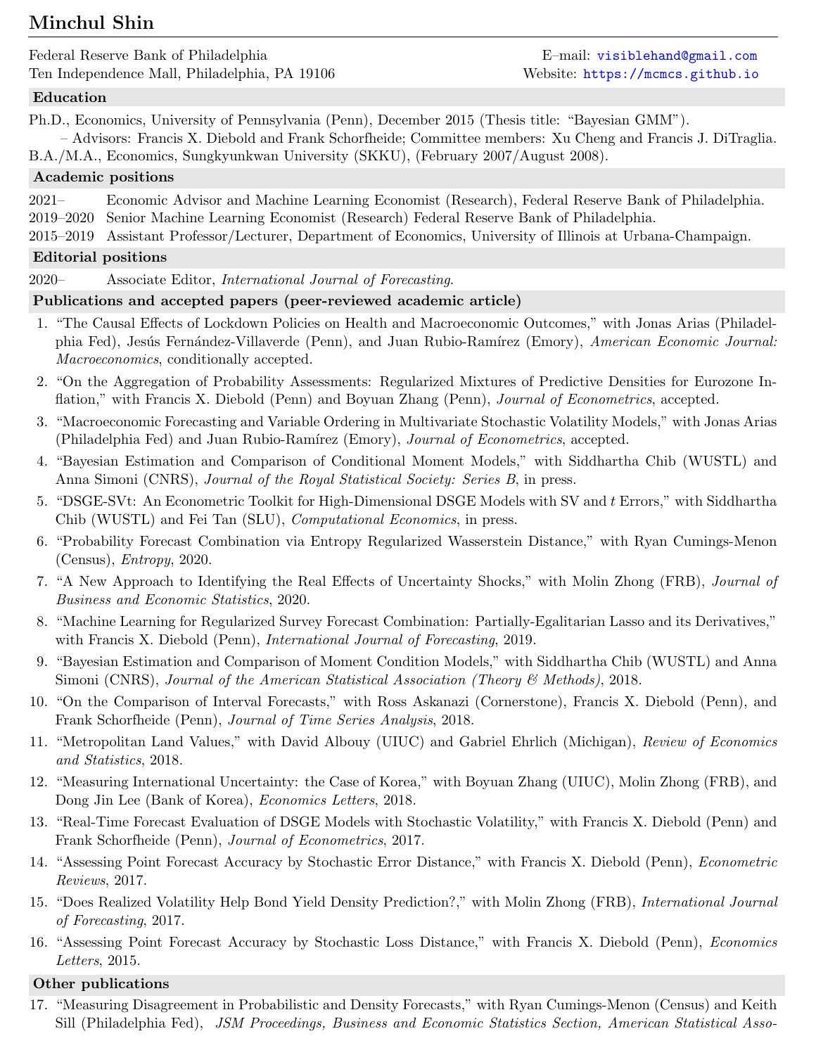# Minchul Shin

Federal Reserve Bank of Philadelphia
Ten Independence Mall, Philadelphia, PA 19106

E–mail: visiblehand@gmail.com
Website: https://mcmcs.github.io

## Education

Ph.D., Economics, University of Pennsylvania (Penn), December 2015 (Thesis title: "Bayesian GMM").
– Advisors: Francis X. Diebold and Frank Schorfheide; Committee members: Xu Cheng and Francis J. DiTraglia.
B.A./M.A., Economics, Sungkyunkwan University (SKKU), (February 2007/August 2008).

## Academic positions

- 2021– Economic Advisor and Machine Learning Economist (Research), Federal Reserve Bank of Philadelphia.
- 2019–2020 Senior Machine Learning Economist (Research) Federal Reserve Bank of Philadelphia.
- 2015–2019 Assistant Professor/Lecturer, Department of Economics, University of Illinois at Urbana-Champaign.

## Editorial positions

- 2020– Associate Editor, *International Journal of Forecasting*.

## Publications and accepted papers (peer-reviewed academic article)

1. "The Causal Effects of Lockdown Policies on Health and Macroeconomic Outcomes," with Jonas Arias (Philadelphia Fed), Jesús Fernández-Villaverde (Penn), and Juan Rubio-Ramírez (Emory), *American Economic Journal: Macroeconomics*, conditionally accepted.
2. "On the Aggregation of Probability Assessments: Regularized Mixtures of Predictive Densities for Eurozone Inflation," with Francis X. Diebold (Penn) and Boyuan Zhang (Penn), *Journal of Econometrics*, accepted.
3. "Macroeconomic Forecasting and Variable Ordering in Multivariate Stochastic Volatility Models," with Jonas Arias (Philadelphia Fed) and Juan Rubio-Ramírez (Emory), *Journal of Econometrics*, accepted.
4. "Bayesian Estimation and Comparison of Conditional Moment Models," with Siddhartha Chib (WUSTL) and Anna Simoni (CNRS), *Journal of the Royal Statistical Society: Series B*, in press.
5. "DSGE-SVt: An Econometric Toolkit for High-Dimensional DSGE Models with SV and $t$ Errors," with Siddhartha Chib (WUSTL) and Fei Tan (SLU), *Computational Economics*, in press.
6. "Probability Forecast Combination via Entropy Regularized Wasserstein Distance," with Ryan Cumings-Menon (Census), *Entropy*, 2020.
7. "A New Approach to Identifying the Real Effects of Uncertainty Shocks," with Molin Zhong (FRB), *Journal of Business and Economic Statistics*, 2020.
8. "Machine Learning for Regularized Survey Forecast Combination: Partially-Egalitarian Lasso and its Derivatives," with Francis X. Diebold (Penn), *International Journal of Forecasting*, 2019.
9. "Bayesian Estimation and Comparison of Moment Condition Models," with Siddhartha Chib (WUSTL) and Anna Simoni (CNRS), *Journal of the American Statistical Association (Theory & Methods)*, 2018.
10. "On the Comparison of Interval Forecasts," with Ross Askanazi (Cornerstone), Francis X. Diebold (Penn), and Frank Schorfheide (Penn), *Journal of Time Series Analysis*, 2018.
11. "Metropolitan Land Values," with David Albouy (UIUC) and Gabriel Ehrlich (Michigan), *Review of Economics and Statistics*, 2018.
12. "Measuring International Uncertainty: the Case of Korea," with Boyuan Zhang (UIUC), Molin Zhong (FRB), and Dong Jin Lee (Bank of Korea), *Economics Letters*, 2018.
13. "Real-Time Forecast Evaluation of DSGE Models with Stochastic Volatility," with Francis X. Diebold (Penn) and Frank Schorfheide (Penn), *Journal of Econometrics*, 2017.
14. "Assessing Point Forecast Accuracy by Stochastic Error Distance," with Francis X. Diebold (Penn), *Econometric Reviews*, 2017.
15. "Does Realized Volatility Help Bond Yield Density Prediction?," with Molin Zhong (FRB), *International Journal of Forecasting*, 2017.
16. "Assessing Point Forecast Accuracy by Stochastic Loss Distance," with Francis X. Diebold (Penn), *Economics Letters*, 2015.

## Other publications

17. "Measuring Disagreement in Probabilistic and Density Forecasts," with Ryan Cumings-Menon (Census) and Keith Sill (Philadelphia Fed), *JSM Proceedings, Business and Economic Statistics Section, American Statistical Asso-*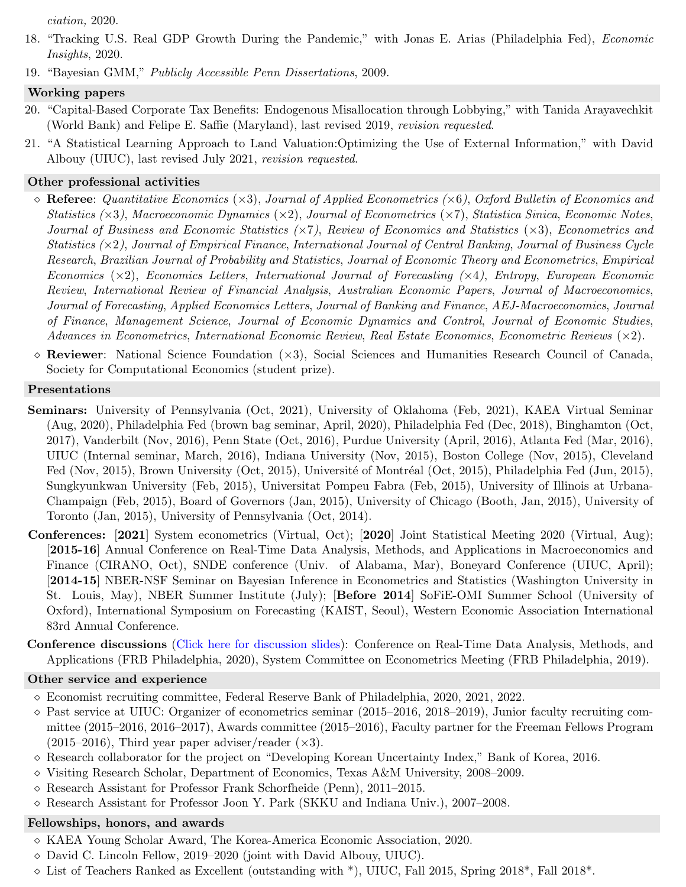*ciation,* 2020.

18. "Tracking U.S. Real GDP Growth During the Pandemic," with Jonas E. Arias (Philadelphia Fed), *Economic Insights*, 2020.
19. "Bayesian GMM," *Publicly Accessible Penn Dissertations*, 2009.

## Working papers

20. "Capital-Based Corporate Tax Benefits: Endogenous Misallocation through Lobbying," with Tanida Arayavechkit (World Bank) and Felipe E. Saffie (Maryland), last revised 2019, *revision requested*.
21. "A Statistical Learning Approach to Land Valuation:Optimizing the Use of External Information," with David Albouy (UIUC), last revised July 2021, *revision requested*.

## Other professional activities

- **Referee**: *Quantitative Economics* (×3), *Journal of Applied Econometrics (×6)*, *Oxford Bulletin of Economics and Statistics (×3)*, *Macroeconomic Dynamics* (×2), *Journal of Econometrics* (×7), *Statistica Sinica*, *Economic Notes*, *Journal of Business and Economic Statistics (×7)*, *Review of Economics and Statistics* (×3), *Econometrics and Statistics* (×2), *Journal of Empirical Finance*, *International Journal of Central Banking*, *Journal of Business Cycle Research*, *Brazilian Journal of Probability and Statistics*, *Journal of Economic Theory and Econometrics*, *Empirical Economics* (×2), *Economics Letters*, *International Journal of Forecasting (×4)*, *Entropy*, *European Economic Review*, *International Review of Financial Analysis*, *Australian Economic Papers*, *Journal of Macroeconomics*, *Journal of Forecasting*, *Applied Economics Letters*, *Journal of Banking and Finance*, *AEJ-Macroeconomics*, *Journal of Finance*, *Management Science*, *Journal of Economic Dynamics and Control*, *Journal of Economic Studies*, *Advances in Econometrics*, *International Economic Review*, *Real Estate Economics*, *Econometric Reviews* (×2).
- **Reviewer**: National Science Foundation (×3), Social Sciences and Humanities Research Council of Canada, Society for Computational Economics (student prize).

## Presentations

**Seminars:** University of Pennsylvania (Oct, 2021), University of Oklahoma (Feb, 2021), KAEA Virtual Seminar (Aug, 2020), Philadelphia Fed (brown bag seminar, April, 2020), Philadelphia Fed (Dec, 2018), Binghamton (Oct, 2017), Vanderbilt (Nov, 2016), Penn State (Oct, 2016), Purdue University (April, 2016), Atlanta Fed (Mar, 2016), UIUC (Internal seminar, March, 2016), Indiana University (Nov, 2015), Boston College (Nov, 2015), Cleveland Fed (Nov, 2015), Brown University (Oct, 2015), Université of Montréal (Oct, 2015), Philadelphia Fed (Jun, 2015), Sungkyunkwan University (Feb, 2015), Universitat Pompeu Fabra (Feb, 2015), University of Illinois at Urbana-Champaign (Feb, 2015), Board of Governors (Jan, 2015), University of Chicago (Booth, Jan, 2015), University of Toronto (Jan, 2015), University of Pennsylvania (Oct, 2014).

**Conferences:** [**2021**] System econometrics (Virtual, Oct); [**2020**] Joint Statistical Meeting 2020 (Virtual, Aug); [**2015-16**] Annual Conference on Real-Time Data Analysis, Methods, and Applications in Macroeconomics and Finance (CIRANO, Oct), SNDE conference (Univ. of Alabama, Mar), Boneyard Conference (UIUC, April); [**2014-15**] NBER-NSF Seminar on Bayesian Inference in Econometrics and Statistics (Washington University in St. Louis, May), NBER Summer Institute (July); [**Before 2014**] SoFiE-OMI Summer School (University of Oxford), International Symposium on Forecasting (KAIST, Seoul), Western Economic Association International 83rd Annual Conference.

**Conference discussions** (Click here for discussion slides): Conference on Real-Time Data Analysis, Methods, and Applications (FRB Philadelphia, 2020), System Committee on Econometrics Meeting (FRB Philadelphia, 2019).

## Other service and experience

- Economist recruiting committee, Federal Reserve Bank of Philadelphia, 2020, 2021, 2022.
- Past service at UIUC: Organizer of econometrics seminar (2015–2016, 2018–2019), Junior faculty recruiting committee (2015–2016, 2016–2017), Awards committee (2015–2016), Faculty partner for the Freeman Fellows Program (2015–2016), Third year paper adviser/reader (×3).
- Research collaborator for the project on "Developing Korean Uncertainty Index," Bank of Korea, 2016.
- Visiting Research Scholar, Department of Economics, Texas A&M University, 2008–2009.
- Research Assistant for Professor Frank Schorfheide (Penn), 2011–2015.
- Research Assistant for Professor Joon Y. Park (SKKU and Indiana Univ.), 2007–2008.

## Fellowships, honors, and awards

- KAEA Young Scholar Award, The Korea-America Economic Association, 2020.
- David C. Lincoln Fellow, 2019–2020 (joint with David Albouy, UIUC).
- List of Teachers Ranked as Excellent (outstanding with *), UIUC, Fall 2015, Spring 2018*, Fall 2018*.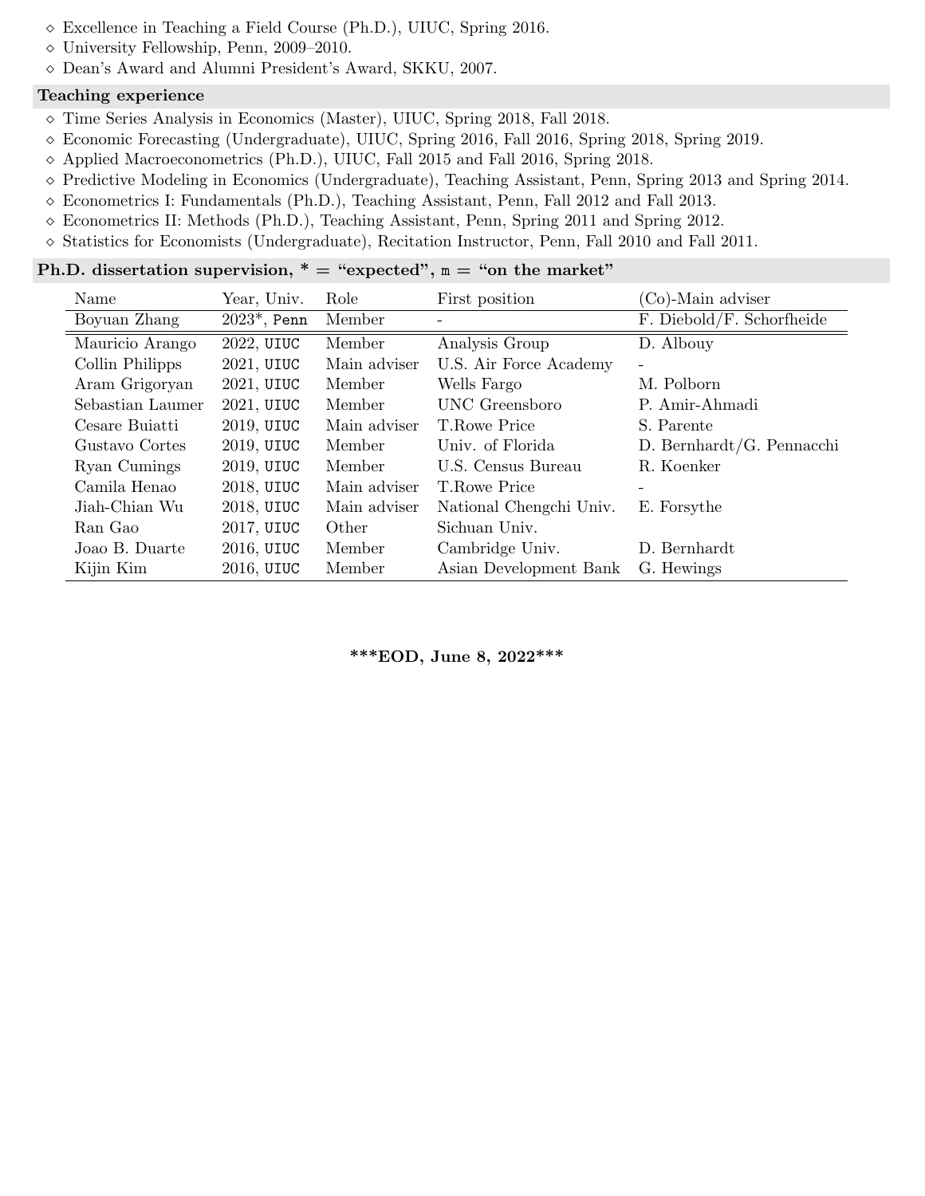- Excellence in Teaching a Field Course (Ph.D.), UIUC, Spring 2016.
- University Fellowship, Penn, 2009–2010.
- Dean's Award and Alumni President's Award, SKKU, 2007.

## Teaching experience

- Time Series Analysis in Economics (Master), UIUC, Spring 2018, Fall 2018.
- Economic Forecasting (Undergraduate), UIUC, Spring 2016, Fall 2016, Spring 2018, Spring 2019.
- Applied Macroeconometrics (Ph.D.), UIUC, Fall 2015 and Fall 2016, Spring 2018.
- Predictive Modeling in Economics (Undergraduate), Teaching Assistant, Penn, Spring 2013 and Spring 2014.
- Econometrics I: Fundamentals (Ph.D.), Teaching Assistant, Penn, Fall 2012 and Fall 2013.
- Econometrics II: Methods (Ph.D.), Teaching Assistant, Penn, Spring 2011 and Spring 2012.
- Statistics for Economists (Undergraduate), Recitation Instructor, Penn, Fall 2010 and Fall 2011.

## Ph.D. dissertation supervision, * = "expected", m = "on the market"

| Name | Year, Univ. | Role | First position | (Co)-Main adviser |
|---|---|---|---|---|
| Boyuan Zhang | 2023*, Penn | Member | - | F. Diebold/F. Schorfheide |
| Mauricio Arango | 2022, UIUC | Member | Analysis Group | D. Albouy |
| Collin Philipps | 2021, UIUC | Main adviser | U.S. Air Force Academy | - |
| Aram Grigoryan | 2021, UIUC | Member | Wells Fargo | M. Polborn |
| Sebastian Laumer | 2021, UIUC | Member | UNC Greensboro | P. Amir-Ahmadi |
| Cesare Buiatti | 2019, UIUC | Main adviser | T.Rowe Price | S. Parente |
| Gustavo Cortes | 2019, UIUC | Member | Univ. of Florida | D. Bernhardt/G. Pennacchi |
| Ryan Cumings | 2019, UIUC | Member | U.S. Census Bureau | R. Koenker |
| Camila Henao | 2018, UIUC | Main adviser | T.Rowe Price | - |
| Jiah-Chian Wu | 2018, UIUC | Main adviser | National Chengchi Univ. | E. Forsythe |
| Ran Gao | 2017, UIUC | Other | Sichuan Univ. | |
| Joao B. Duarte | 2016, UIUC | Member | Cambridge Univ. | D. Bernhardt |
| Kijin Kim | 2016, UIUC | Member | Asian Development Bank | G. Hewings |

**\*\*\*EOD, June 8, 2022\*\*\***